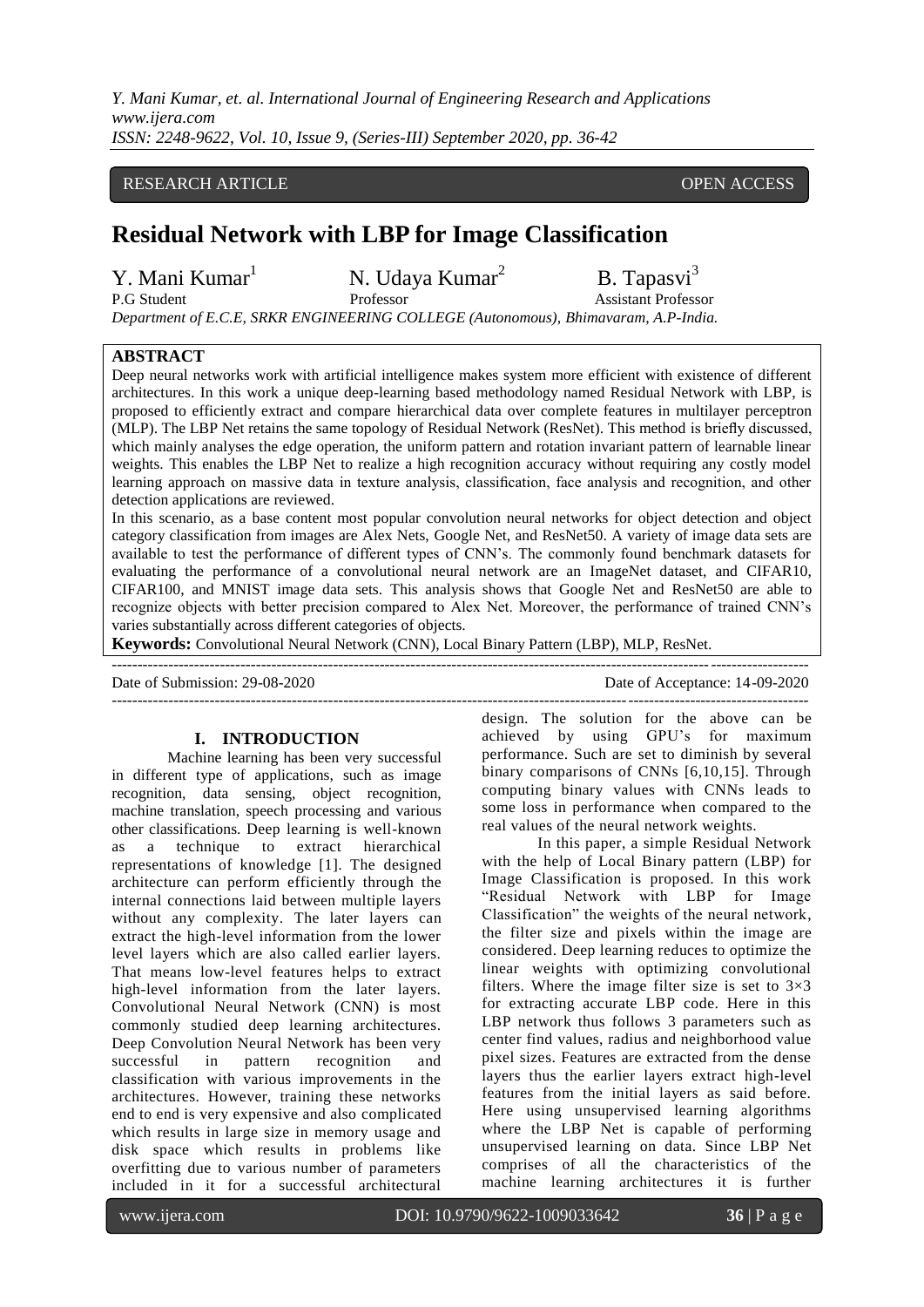RESEARCH ARTICLE OPEN ACCESS

# Residual Network with LBP for Image Classification

Y. Mani Kumar[1] N. Udaya Kumar[2] B. Tapasvi[3]
P.G Student Professor Assistant Professor
*Department of E.C.E, SRKR ENGINEERING COLLEGE (Autonomous), Bhimavaram, A.P-India.*

## ABSTRACT

Deep neural networks work with artificial intelligence makes system more efficient with existence of different architectures. In this work a unique deep-learning based methodology named Residual Network with LBP, is proposed to efficiently extract and compare hierarchical data over complete features in multilayer perceptron (MLP). The LBP Net retains the same topology of Residual Network (ResNet). This method is briefly discussed, which mainly analyses the edge operation, the uniform pattern and rotation invariant pattern of learnable linear weights. This enables the LBP Net to realize a high recognition accuracy without requiring any costly model learning approach on massive data in texture analysis, classification, face analysis and recognition, and other detection applications are reviewed.

In this scenario, as a base content most popular convolution neural networks for object detection and object category classification from images are Alex Nets, Google Net, and ResNet50. A variety of image data sets are available to test the performance of different types of CNN's. The commonly found benchmark datasets for evaluating the performance of a convolutional neural network are an ImageNet dataset, and CIFAR10, CIFAR100, and MNIST image data sets. This analysis shows that Google Net and ResNet50 are able to recognize objects with better precision compared to Alex Net. Moreover, the performance of trained CNN's varies substantially across different categories of objects.

**Keywords:** Convolutional Neural Network (CNN), Local Binary Pattern (LBP), MLP, ResNet.

Date of Submission: 29-08-2020 Date of Acceptance: 14-09-2020

## I. INTRODUCTION

Machine learning has been very successful in different type of applications, such as image recognition, data sensing, object recognition, machine translation, speech processing and various other classifications. Deep learning is well-known as a technique to extract hierarchical representations of knowledge [1]. The designed architecture can perform efficiently through the internal connections laid between multiple layers without any complexity. The later layers can extract the high-level information from the lower level layers which are also called earlier layers. That means low-level features helps to extract high-level information from the later layers. Convolutional Neural Network (CNN) is most commonly studied deep learning architectures. Deep Convolution Neural Network has been very successful in pattern recognition and classification with various improvements in the architectures. However, training these networks end to end is very expensive and also complicated which results in large size in memory usage and disk space which results in problems like overfitting due to various number of parameters included in it for a successful architectural design. The solution for the above can be achieved by using GPU's for maximum performance. Such are set to diminish by several binary comparisons of CNNs [6,10,15]. Through computing binary values with CNNs leads to some loss in performance when compared to the real values of the neural network weights.

In this paper, a simple Residual Network with the help of Local Binary pattern (LBP) for Image Classification is proposed. In this work "Residual Network with LBP for Image Classification" the weights of the neural network, the filter size and pixels within the image are considered. Deep learning reduces to optimize the linear weights with optimizing convolutional filters. Where the image filter size is set to 3×3 for extracting accurate LBP code. Here in this LBP network thus follows 3 parameters such as center find values, radius and neighborhood value pixel sizes. Features are extracted from the dense layers thus the earlier layers extract high-level features from the initial layers as said before. Here using unsupervised learning algorithms where the LBP Net is capable of performing unsupervised learning on data. Since LBP Net comprises of all the characteristics of the machine learning architectures it is further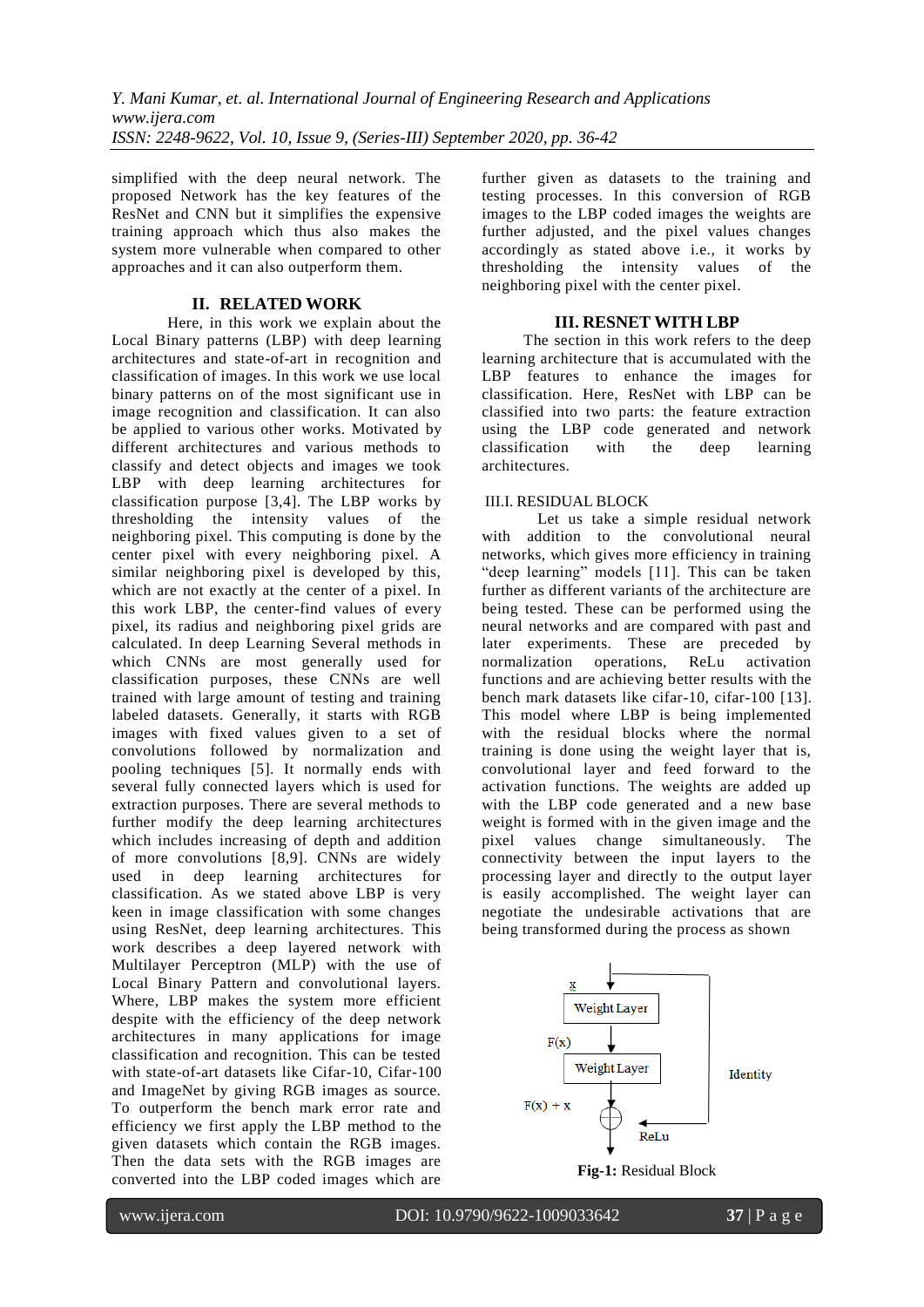simplified with the deep neural network. The proposed Network has the key features of the ResNet and CNN but it simplifies the expensive training approach which thus also makes the system more vulnerable when compared to other approaches and it can also outperform them.

## II. RELATED WORK

Here, in this work we explain about the Local Binary patterns (LBP) with deep learning architectures and state-of-art in recognition and classification of images. In this work we use local binary patterns on of the most significant use in image recognition and classification. It can also be applied to various other works. Motivated by different architectures and various methods to classify and detect objects and images we took LBP with deep learning architectures for classification purpose [3,4]. The LBP works by thresholding the intensity values of the neighboring pixel. This computing is done by the center pixel with every neighboring pixel. A similar neighboring pixel is developed by this, which are not exactly at the center of a pixel. In this work LBP, the center-find values of every pixel, its radius and neighboring pixel grids are calculated. In deep Learning Several methods in which CNNs are most generally used for classification purposes, these CNNs are well trained with large amount of testing and training labeled datasets. Generally, it starts with RGB images with fixed values given to a set of convolutions followed by normalization and pooling techniques [5]. It normally ends with several fully connected layers which is used for extraction purposes. There are several methods to further modify the deep learning architectures which includes increasing of depth and addition of more convolutions [8,9]. CNNs are widely used in deep learning architectures for classification. As we stated above LBP is very keen in image classification with some changes using ResNet, deep learning architectures. This work describes a deep layered network with Multilayer Perceptron (MLP) with the use of Local Binary Pattern and convolutional layers. Where, LBP makes the system more efficient despite with the efficiency of the deep network architectures in many applications for image classification and recognition. This can be tested with state-of-art datasets like Cifar-10, Cifar-100 and ImageNet by giving RGB images as source. To outperform the bench mark error rate and efficiency we first apply the LBP method to the given datasets which contain the RGB images. Then the data sets with the RGB images are converted into the LBP coded images which are further given as datasets to the training and testing processes. In this conversion of RGB images to the LBP coded images the weights are further adjusted, and the pixel values changes accordingly as stated above i.e., it works by thresholding the intensity values of the neighboring pixel with the center pixel.

## III. RESNET WITH LBP

The section in this work refers to the deep learning architecture that is accumulated with the LBP features to enhance the images for classification. Here, ResNet with LBP can be classified into two parts: the feature extraction using the LBP code generated and network classification with the deep learning architectures.

### III.I. RESIDUAL BLOCK

Let us take a simple residual network with addition to the convolutional neural networks, which gives more efficiency in training "deep learning" models [11]. This can be taken further as different variants of the architecture are being tested. These can be performed using the neural networks and are compared with past and later experiments. These are preceded by normalization operations, ReLu activation functions and are achieving better results with the bench mark datasets like cifar-10, cifar-100 [13]. This model where LBP is being implemented with the residual blocks where the normal training is done using the weight layer that is, convolutional layer and feed forward to the activation functions. The weights are added up with the LBP code generated and a new base weight is formed with in the given image and the pixel values change simultaneously. The connectivity between the input layers to the processing layer and directly to the output layer is easily accomplished. The weight layer can negotiate the undesirable activations that are being transformed during the process as shown

x

Weight Layer

F(x)

Weight Layer

F(x) + x

Identity

ReLu

**Fig-1:** Residual Block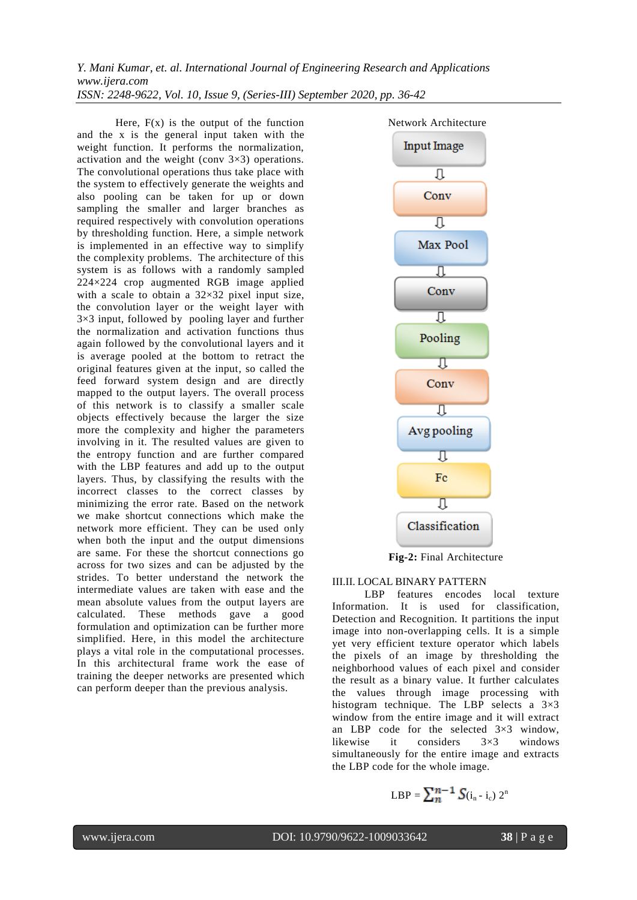Here, F(x) is the output of the function and the x is the general input taken with the weight function. It performs the normalization, activation and the weight (conv 3×3) operations. The convolutional operations thus take place with the system to effectively generate the weights and also pooling can be taken for up or down sampling the smaller and larger branches as required respectively with convolution operations by thresholding function. Here, a simple network is implemented in an effective way to simplify the complexity problems. The architecture of this system is as follows with a randomly sampled 224×224 crop augmented RGB image applied with a scale to obtain a 32×32 pixel input size, the convolution layer or the weight layer with 3×3 input, followed by pooling layer and further the normalization and activation functions thus again followed by the convolutional layers and it is average pooled at the bottom to retract the original features given at the input, so called the feed forward system design and are directly mapped to the output layers. The overall process of this network is to classify a smaller scale objects effectively because the larger the size more the complexity and higher the parameters involving in it. The resulted values are given to the entropy function and are further compared with the LBP features and add up to the output layers. Thus, by classifying the results with the incorrect classes to the correct classes by minimizing the error rate. Based on the network we make shortcut connections which make the network more efficient. They can be used only when both the input and the output dimensions are same. For these the shortcut connections go across for two sizes and can be adjusted by the strides. To better understand the network the intermediate values are taken with ease and the mean absolute values from the output layers are calculated. These methods gave a good formulation and optimization can be further more simplified. Here, in this model the architecture plays a vital role in the computational processes. In this architectural frame work the ease of training the deeper networks are presented which can perform deeper than the previous analysis.

Network Architecture

Input Image
⇩
Conv
⇩
Max Pool
⇩
Conv
⇩
Pooling
⇩
Conv
⇩
Avg pooling
⇩
Fc
⇩
Classification

**Fig-2:** Final Architecture

### III.II. LOCAL BINARY PATTERN

LBP features encodes local texture Information. It is used for classification, Detection and Recognition. It partitions the input image into non-overlapping cells. It is a simple yet very efficient texture operator which labels the pixels of an image by thresholding the neighborhood values of each pixel and consider the result as a binary value. It further calculates the values through image processing with histogram technique. The LBP selects a 3×3 window from the entire image and it will extract an LBP code for the selected 3×3 window, likewise it considers 3×3 windows simultaneously for the entire image and extracts the LBP code for the whole image.

$$\text{LBP} = \sum_{n}^{n-1} S(i_n - i_c)\, 2^n$$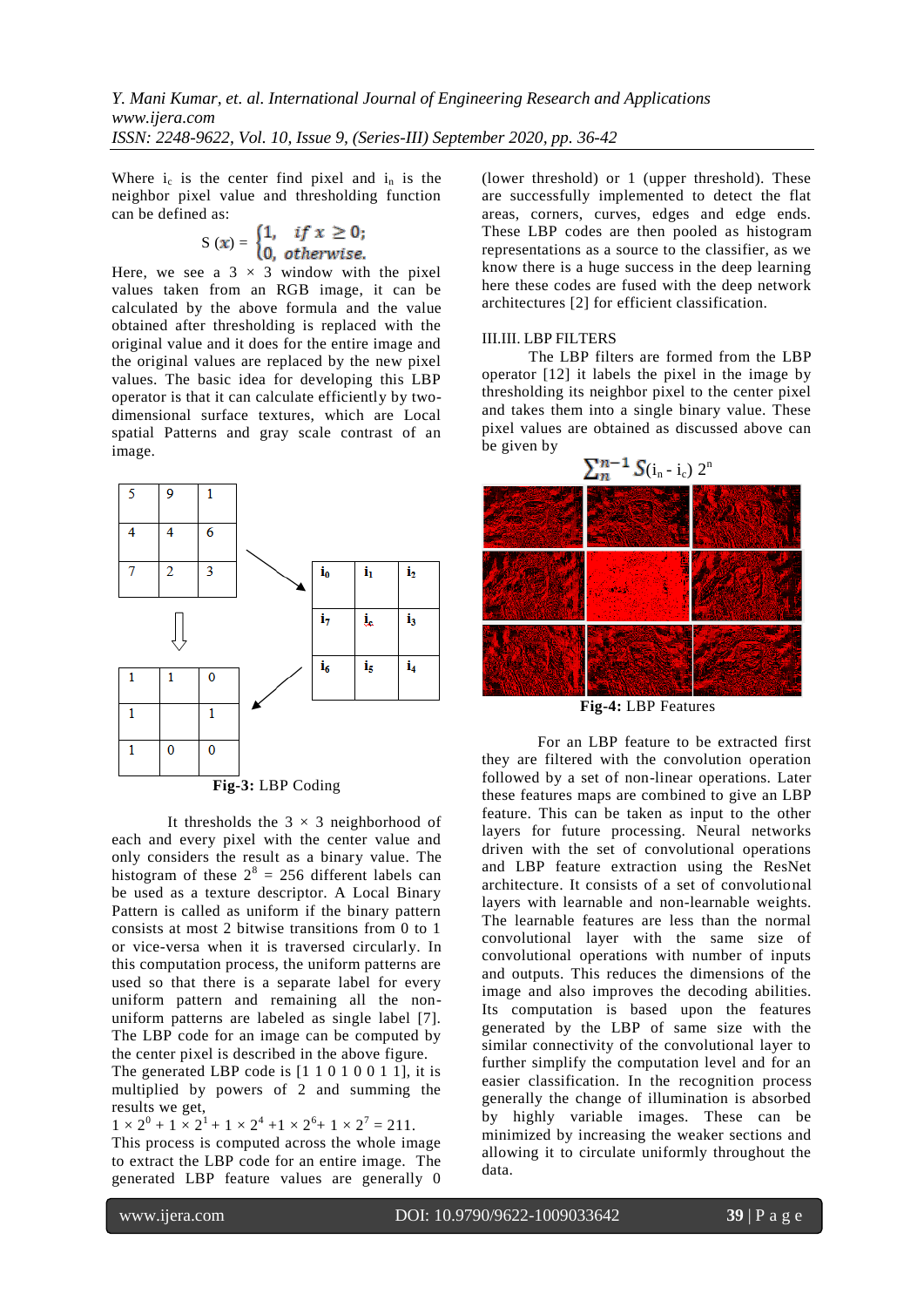Where $i_c$ is the center find pixel and $i_n$ is the neighbor pixel value and thresholding function can be defined as:

$$S(x) = \begin{cases} 1, & \text{if } x \geq 0; \\ 0, & \text{otherwise.} \end{cases}$$

Here, we see a 3 × 3 window with the pixel values taken from an RGB image, it can be calculated by the above formula and the value obtained after thresholding is replaced with the original value and it does for the entire image and the original values are replaced by the new pixel values. The basic idea for developing this LBP operator is that it can calculate efficiently by two-dimensional surface textures, which are Local spatial Patterns and gray scale contrast of an image.

| | | |
|---|---|---|
| 5 | 9 | 1 |
| 4 | 4 | 6 |
| 7 | 2 | 3 |

| | | |
|---|---|---|
| $i_0$ | $i_1$ | $i_2$ |
| $i_7$ | $i_c$ | $i_3$ |
| $i_6$ | $i_5$ | $i_4$ |

| | | |
|---|---|---|
| 1 | 1 | 0 |
| 1 | | 1 |
| 1 | 0 | 0 |

**Fig-3:** LBP Coding

It thresholds the 3 × 3 neighborhood of each and every pixel with the center value and only considers the result as a binary value. The histogram of these $2^8$ = 256 different labels can be used as a texture descriptor. A Local Binary Pattern is called as uniform if the binary pattern consists at most 2 bitwise transitions from 0 to 1 or vice-versa when it is traversed circularly. In this computation process, the uniform patterns are used so that there is a separate label for every uniform pattern and remaining all the non-uniform patterns are labeled as single label [7]. The LBP code for an image can be computed by the center pixel is described in the above figure. The generated LBP code is [1 1 0 1 0 0 1 1], it is multiplied by powers of 2 and summing the results we get,

$1 \times 2^0 + 1 \times 2^1 + 1 \times 2^4 + 1 \times 2^6 + 1 \times 2^7 = 211.$

This process is computed across the whole image to extract the LBP code for an entire image. The generated LBP feature values are generally 0 (lower threshold) or 1 (upper threshold). These are successfully implemented to detect the flat areas, corners, curves, edges and edge ends. These LBP codes are then pooled as histogram representations as a source to the classifier, as we know there is a huge success in the deep learning here these codes are fused with the deep network architectures [2] for efficient classification.

### III.III. LBP FILTERS

The LBP filters are formed from the LBP operator [12] it labels the pixel in the image by thresholding its neighbor pixel to the center pixel and takes them into a single binary value. These pixel values are obtained as discussed above can be given by

$$\sum_{n}^{n-1} S(i_n - i_c)\, 2^n$$

**Fig-4:** LBP Features

For an LBP feature to be extracted first they are filtered with the convolution operation followed by a set of non-linear operations. Later these features maps are combined to give an LBP feature. This can be taken as input to the other layers for future processing. Neural networks driven with the set of convolutional operations and LBP feature extraction using the ResNet architecture. It consists of a set of convolutional layers with learnable and non-learnable weights. The learnable features are less than the normal convolutional layer with the same size of convolutional operations with number of inputs and outputs. This reduces the dimensions of the image and also improves the decoding abilities. Its computation is based upon the features generated by the LBP of same size with the similar connectivity of the convolutional layer to further simplify the computation level and for an easier classification. In the recognition process generally the change of illumination is absorbed by highly variable images. These can be minimized by increasing the weaker sections and allowing it to circulate uniformly throughout the data.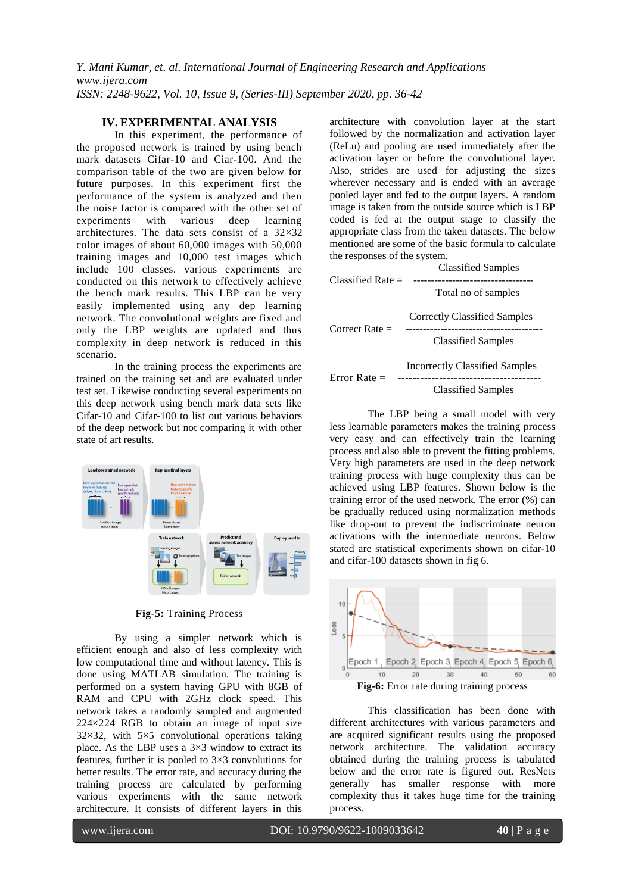## IV. EXPERIMENTAL ANALYSIS

In this experiment, the performance of the proposed network is trained by using bench mark datasets Cifar-10 and Ciar-100. And the comparison table of the two are given below for future purposes. In this experiment first the performance of the system is analyzed and then the noise factor is compared with the other set of experiments with various deep learning architectures. The data sets consist of a 32×32 color images of about 60,000 images with 50,000 training images and 10,000 test images which include 100 classes. various experiments are conducted on this network to effectively achieve the bench mark results. This LBP can be very easily implemented using any dep learning network. The convolutional weights are fixed and only the LBP weights are updated and thus complexity in deep network is reduced in this scenario.

In the training process the experiments are trained on the training set and are evaluated under test set. Likewise conducting several experiments on this deep network using bench mark data sets like Cifar-10 and Cifar-100 to list out various behaviors of the deep network but not comparing it with other state of art results.

Load pretrained network

Early layers that learned low-level features (edges, blobs, colors)

Last layers that learned task specific features

1 million images
1000s classes

Replace final layers

New layers to learn features specific to your data set

Fewer classes
Learn faster

Train network

Training images

Training options

100s of images
10s of classes

Predict and assess network accuracy

Test images

Trained network

Deploy results

Probability

**Fig-5:** Training Process

By using a simpler network which is efficient enough and also of less complexity with low computational time and without latency. This is done using MATLAB simulation. The training is performed on a system having GPU with 8GB of RAM and CPU with 2GHz clock speed. This network takes a randomly sampled and augmented 224×224 RGB to obtain an image of input size 32×32, with 5×5 convolutional operations taking place. As the LBP uses a 3×3 window to extract its features, further it is pooled to 3×3 convolutions for better results. The error rate, and accuracy during the training process are calculated by performing various experiments with the same network architecture. It consists of different layers in this architecture with convolution layer at the start followed by the normalization and activation layer (ReLu) and pooling are used immediately after the activation layer or before the convolutional layer. Also, strides are used for adjusting the sizes wherever necessary and is ended with an average pooled layer and fed to the output layers. A random image is taken from the outside source which is LBP coded is fed at the output stage to classify the appropriate class from the taken datasets. The below mentioned are some of the basic formula to calculate the responses of the system.

$$\text{Classified Rate} = \frac{\text{Classified Samples}}{\text{Total no of samples}}$$

$$\text{Correct Rate} = \frac{\text{Correctly Classified Samples}}{\text{Classified Samples}}$$

$$\text{Error Rate} = \frac{\text{Incorrectly Classified Samples}}{\text{Classified Samples}}$$

The LBP being a small model with very less learnable parameters makes the training process very easy and can effectively train the learning process and also able to prevent the fitting problems. Very high parameters are used in the deep network training process with huge complexity thus can be achieved using LBP features. Shown below is the training error of the used network. The error (%) can be gradually reduced using normalization methods like drop-out to prevent the indiscriminate neuron activations with the intermediate neurons. Below stated are statistical experiments shown on cifar-10 and cifar-100 datasets shown in fig 6.

Loss

10
5
0

Epoch 1 Epoch 2 Epoch 3 Epoch 4 Epoch 5 Epoch 6

0 10 20 30 40 50 60

**Fig-6:** Error rate during training process

This classification has been done with different architectures with various parameters and are acquired significant results using the proposed network architecture. The validation accuracy obtained during the training process is tabulated below and the error rate is figured out. ResNets generally has smaller response with more complexity thus it takes huge time for the training process.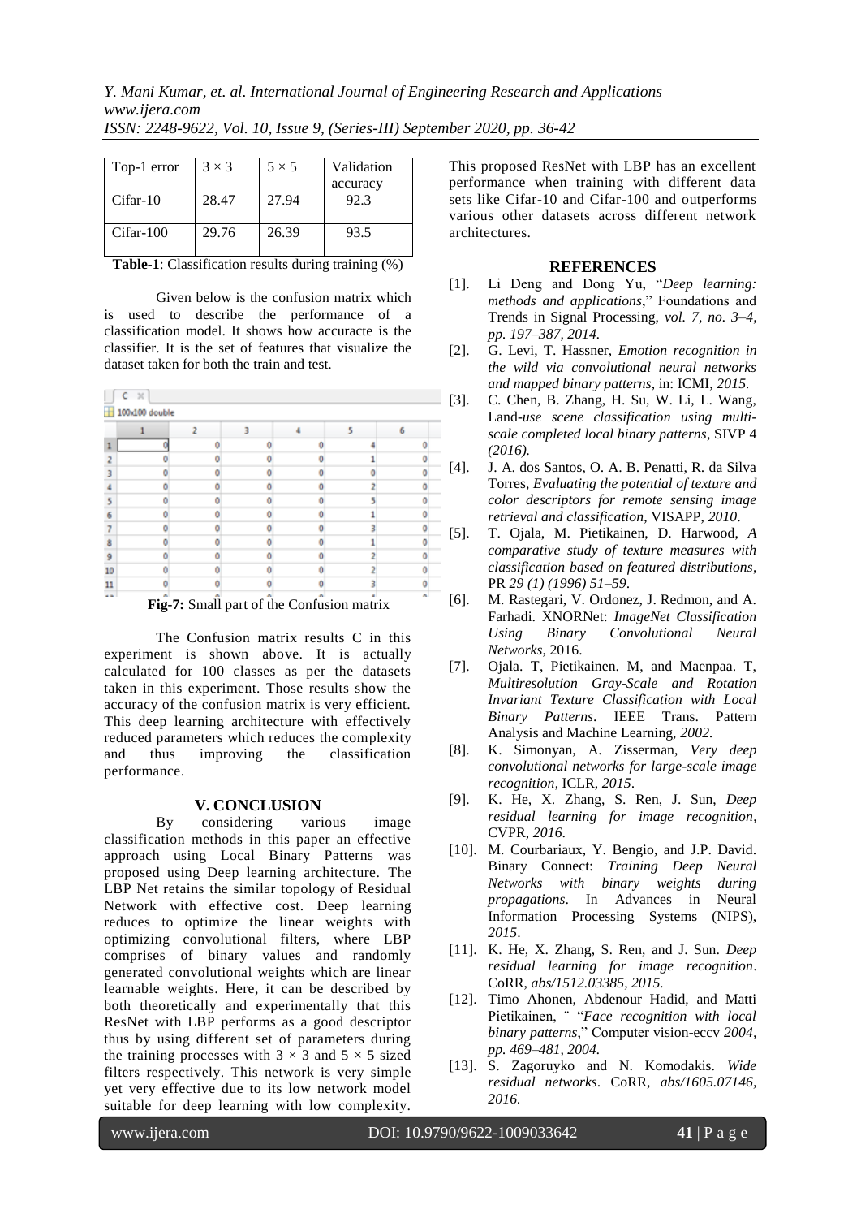| Top-1 error | 3 × 3 | 5 × 5 | Validation accuracy |
|---|---|---|---|
| Cifar-10 | 28.47 | 27.94 | 92.3 |
| Cifar-100 | 29.76 | 26.39 | 93.5 |

**Table-1**: Classification results during training (%)

Given below is the confusion matrix which is used to describe the performance of a classification model. It shows how accuracte is the classifier. It is the set of features that visualize the dataset taken for both the train and test.

C ×

100x100 double

| | 1 | 2 | 3 | 4 | 5 | 6 |
|---|---|---|---|---|---|---|
| 1 | 0 | 0 | 0 | 0 | 4 | 0 |
| 2 | 0 | 0 | 0 | 0 | 1 | 0 |
| 3 | 0 | 0 | 0 | 0 | 0 | 0 |
| 4 | 0 | 0 | 0 | 0 | 2 | 0 |
| 5 | 0 | 0 | 0 | 0 | 5 | 0 |
| 6 | 0 | 0 | 0 | 0 | 1 | 0 |
| 7 | 0 | 0 | 0 | 0 | 3 | 0 |
| 8 | 0 | 0 | 0 | 0 | 1 | 0 |
| 9 | 0 | 0 | 0 | 0 | 2 | 0 |
| 10 | 0 | 0 | 0 | 0 | 2 | 0 |
| 11 | 0 | 0 | 0 | 0 | 3 | 0 |

**Fig-7:** Small part of the Confusion matrix

The Confusion matrix results C in this experiment is shown above. It is actually calculated for 100 classes as per the datasets taken in this experiment. Those results show the accuracy of the confusion matrix is very efficient. This deep learning architecture with effectively reduced parameters which reduces the complexity and thus improving the classification performance.

## V. CONCLUSION

By considering various image classification methods in this paper an effective approach using Local Binary Patterns was proposed using Deep learning architecture. The LBP Net retains the similar topology of Residual Network with effective cost. Deep learning reduces to optimize the linear weights with optimizing convolutional filters, where LBP comprises of binary values and randomly generated convolutional weights which are linear learnable weights. Here, it can be described by both theoretically and experimentally that this ResNet with LBP performs as a good descriptor thus by using different set of parameters during the training processes with 3 × 3 and 5 × 5 sized filters respectively. This network is very simple yet very effective due to its low network model suitable for deep learning with low complexity. This proposed ResNet with LBP has an excellent performance when training with different data sets like Cifar-10 and Cifar-100 and outperforms various other datasets across different network architectures.

## REFERENCES

[1]. Li Deng and Dong Yu, "*Deep learning: methods and applications*," Foundations and Trends in Signal Processing, *vol. 7, no. 3–4, pp. 197–387, 2014.*

[2]. G. Levi, T. Hassner, *Emotion recognition in the wild via convolutional neural networks and mapped binary patterns*, in: ICMI, *2015.*

[3]. C. Chen, B. Zhang, H. Su, W. Li, L. Wang, Land-*use scene classification using multi-scale completed local binary patterns*, SIVP 4 *(2016).*

[4]. J. A. dos Santos, O. A. B. Penatti, R. da Silva Torres, *Evaluating the potential of texture and color descriptors for remote sensing image retrieval and classification*, VISAPP, *2010.*

[5]. T. Ojala, M. Pietikainen, D. Harwood, *A comparative study of texture measures with classification based on featured distributions*, PR *29 (1) (1996) 51–59.*

[6]. M. Rastegari, V. Ordonez, J. Redmon, and A. Farhadi. XNORNet: *ImageNet Classification Using Binary Convolutional Neural Networks*, 2016.

[7]. Ojala. T, Pietikainen. M, and Maenpaa. T, *Multiresolution Gray-Scale and Rotation Invariant Texture Classification with Local Binary Patterns*. IEEE Trans. Pattern Analysis and Machine Learning, *2002.*

[8]. K. Simonyan, A. Zisserman, *Very deep convolutional networks for large-scale image recognition*, ICLR, *2015*.

[9]. K. He, X. Zhang, S. Ren, J. Sun, *Deep residual learning for image recognition*, CVPR, *2016.*

[10]. M. Courbariaux, Y. Bengio, and J.P. David. Binary Connect: *Training Deep Neural Networks with binary weights during propagations*. In Advances in Neural Information Processing Systems (NIPS), *2015*.

[11]. K. He, X. Zhang, S. Ren, and J. Sun. *Deep residual learning for image recognition*. CoRR, *abs/1512.03385, 2015.*

[12]. Timo Ahonen, Abdenour Hadid, and Matti Pietikainen, ¨ "*Face recognition with local binary patterns*," Computer vision-eccv *2004, pp. 469–481, 2004.*

[13]. S. Zagoruyko and N. Komodakis. *Wide residual networks*. CoRR, *abs/1605.07146, 2016.*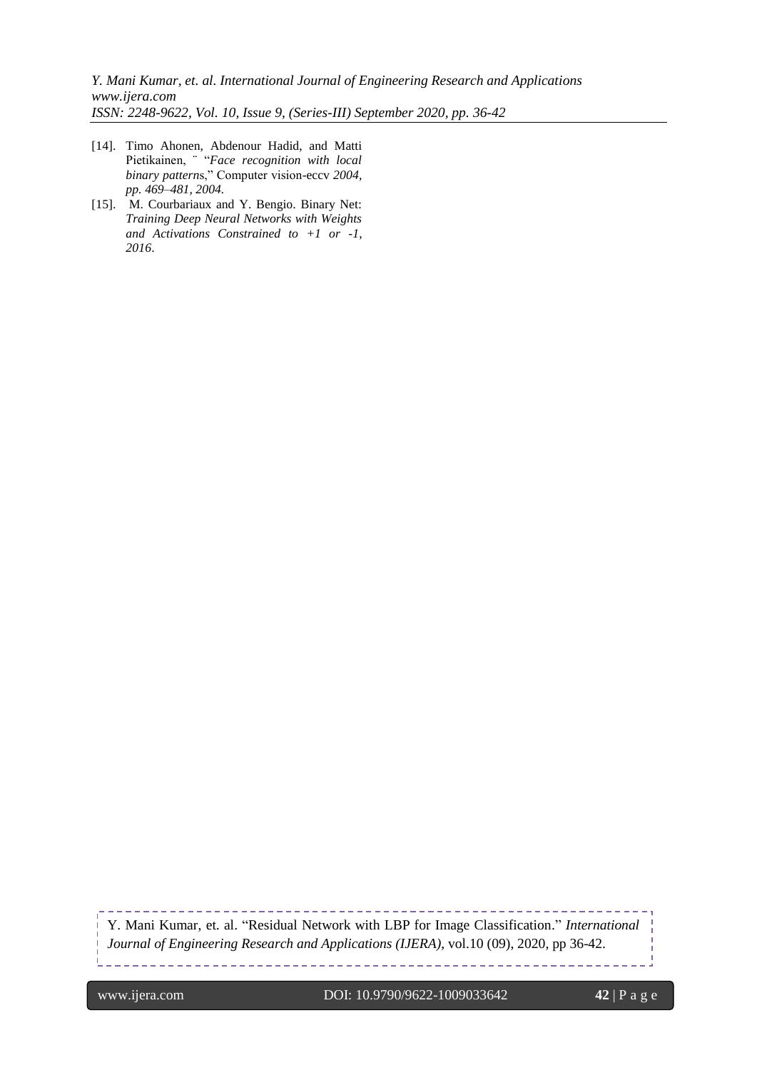[14]. Timo Ahonen, Abdenour Hadid, and Matti Pietikainen, ¨ "*Face recognition with local binary patterns*," Computer vision-eccv *2004, pp. 469–481, 2004.*

[15]. M. Courbariaux and Y. Bengio. Binary Net: *Training Deep Neural Networks with Weights and Activations Constrained to +1 or -1, 2016*.

Y. Mani Kumar, et. al. "Residual Network with LBP for Image Classification." *International Journal of Engineering Research and Applications (IJERA)*, vol.10 (09), 2020, pp 36-42.